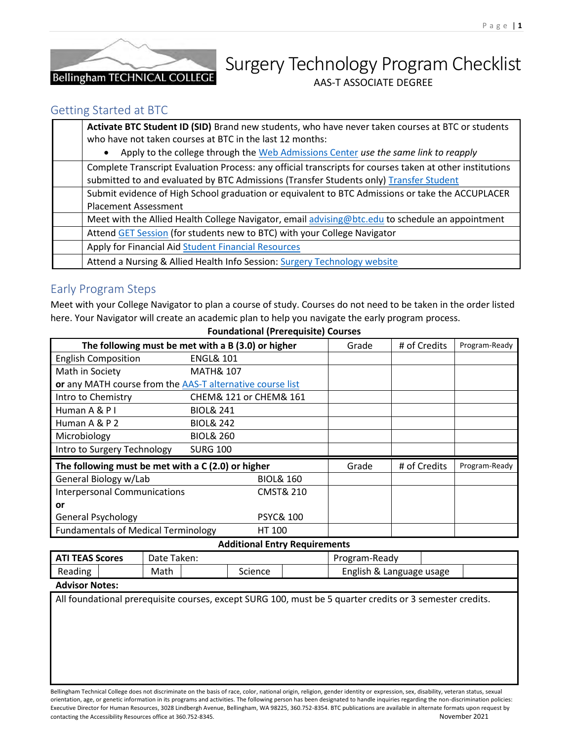Bellingham TECHNICAL COLLEGE

# Surgery Technology Program Checklist

AAS-T ASSOCIATE DEGREE

## Getting Started at BTC

| | |
|---|---|
| | **Activate BTC Student ID (SID)** Brand new students, who have never taken courses at BTC or students who have not taken courses at BTC in the last 12 months:<br>• Apply to the college through the Web Admissions Center *use the same link to reapply* |
| | Complete Transcript Evaluation Process: any official transcripts for courses taken at other institutions submitted to and evaluated by BTC Admissions (Transfer Students only) Transfer Student |
| | Submit evidence of High School graduation or equivalent to BTC Admissions or take the ACCUPLACER Placement Assessment |
| | Meet with the Allied Health College Navigator, email advising@btc.edu to schedule an appointment |
| | Attend GET Session (for students new to BTC) with your College Navigator |
| | Apply for Financial Aid Student Financial Resources |
| | Attend a Nursing & Allied Health Info Session: Surgery Technology website |

## Early Program Steps

Meet with your College Navigator to plan a course of study. Courses do not need to be taken in the order listed here. Your Navigator will create an academic plan to help you navigate the early program process.

**Foundational (Prerequisite) Courses**

| **The following must be met with a B (3.0) or higher** | | Grade | # of Credits | Program-Ready |
|---|---|---|---|---|
| English Composition | ENGL& 101 | | | |
| Math in Society | MATH& 107 | | | |
| **or** any MATH course from the AAS-T alternative course list | | | | |
| Intro to Chemistry | CHEM& 121 or CHEM& 161 | | | |
| Human A & P I | BIOL& 241 | | | |
| Human A & P 2 | BIOL& 242 | | | |
| Microbiology | BIOL& 260 | | | |
| Intro to Surgery Technology | SURG 100 | | | |
| **The following must be met with a C (2.0) or higher** | | Grade | # of Credits | Program-Ready |
| General Biology w/Lab | BIOL& 160 | | | |
| Interpersonal Communications<br>**or**<br>General Psychology | CMST& 210<br><br>PSYC& 100 | | | |
| Fundamentals of Medical Terminology | HT 100 | | | |

**Additional Entry Requirements**

| **ATI TEAS Scores** | | Date Taken: | | | | Program-Ready | |
|---|---|---|---|---|---|---|---|
| Reading | | Math | | Science | | English & Language usage | |

**Advisor Notes:**

All foundational prerequisite courses, except SURG 100, must be 5 quarter credits or 3 semester credits.

Bellingham Technical College does not discriminate on the basis of race, color, national origin, religion, gender identity or expression, sex, disability, veteran status, sexual orientation, age, or genetic information in its programs and activities. The following person has been designated to handle inquiries regarding the non-discrimination policies: Executive Director for Human Resources, 3028 Lindbergh Avenue, Bellingham, WA 98225, 360.752-8354. BTC publications are available in alternate formats upon request by contacting the Accessibility Resources office at 360.752-8345.

November 2021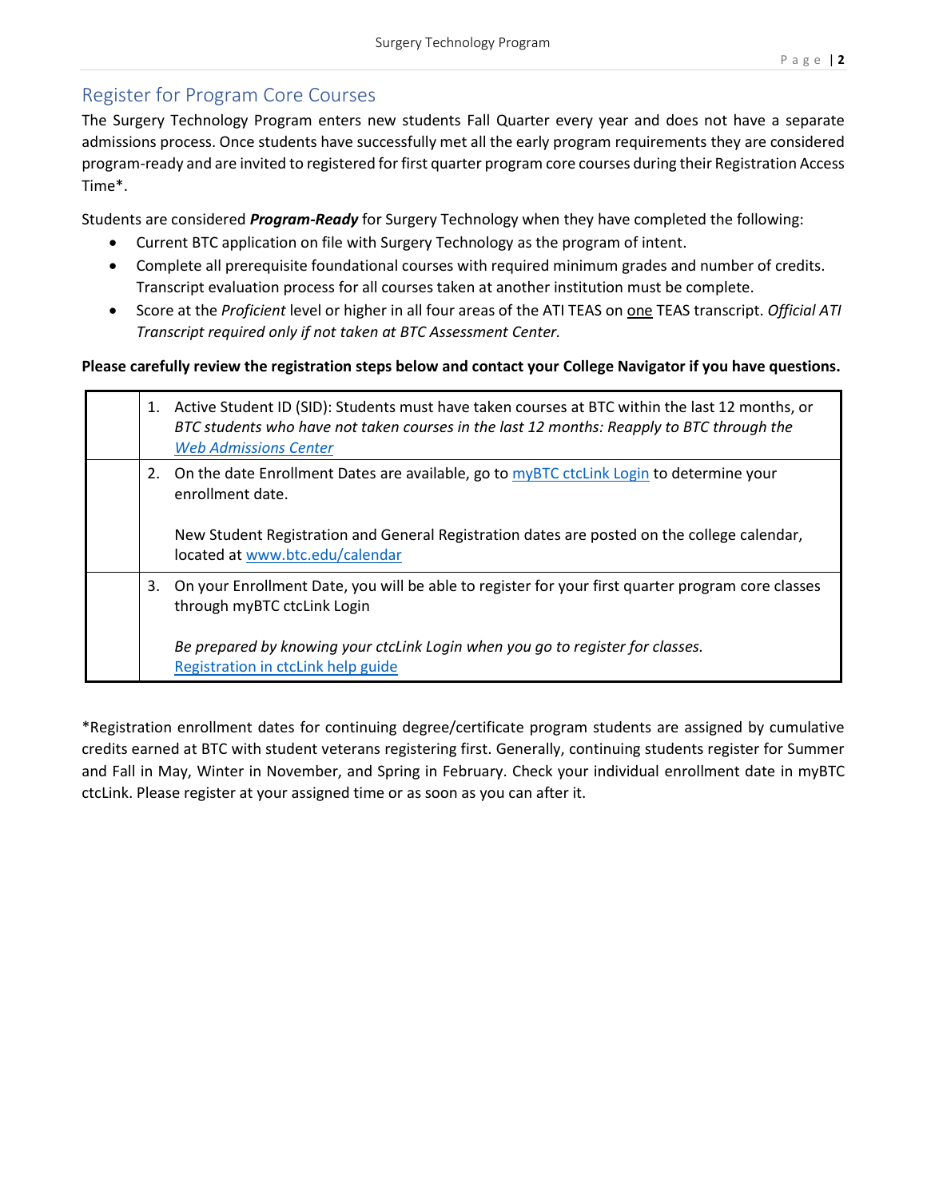## Register for Program Core Courses

The Surgery Technology Program enters new students Fall Quarter every year and does not have a separate admissions process. Once students have successfully met all the early program requirements they are considered program-ready and are invited to registered for first quarter program core courses during their Registration Access Time*.

Students are considered ***Program-Ready*** for Surgery Technology when they have completed the following:

- Current BTC application on file with Surgery Technology as the program of intent.
- Complete all prerequisite foundational courses with required minimum grades and number of credits. Transcript evaluation process for all courses taken at another institution must be complete.
- Score at the *Proficient* level or higher in all four areas of the ATI TEAS on one TEAS transcript. *Official ATI Transcript required only if not taken at BTC Assessment Center.*

**Please carefully review the registration steps below and contact your College Navigator if you have questions.**

| | |
|---|---|
| | 1. Active Student ID (SID): Students must have taken courses at BTC within the last 12 months, or *BTC students who have not taken courses in the last 12 months: Reapply to BTC through the Web Admissions Center* |
| | 2. On the date Enrollment Dates are available, go to myBTC ctcLink Login to determine your enrollment date.<br><br>New Student Registration and General Registration dates are posted on the college calendar, located at www.btc.edu/calendar |
| | 3. On your Enrollment Date, you will be able to register for your first quarter program core classes through myBTC ctcLink Login<br><br>*Be prepared by knowing your ctcLink Login when you go to register for classes.*<br>Registration in ctcLink help guide |

*Registration enrollment dates for continuing degree/certificate program students are assigned by cumulative credits earned at BTC with student veterans registering first. Generally, continuing students register for Summer and Fall in May, Winter in November, and Spring in February. Check your individual enrollment date in myBTC ctcLink. Please register at your assigned time or as soon as you can after it.